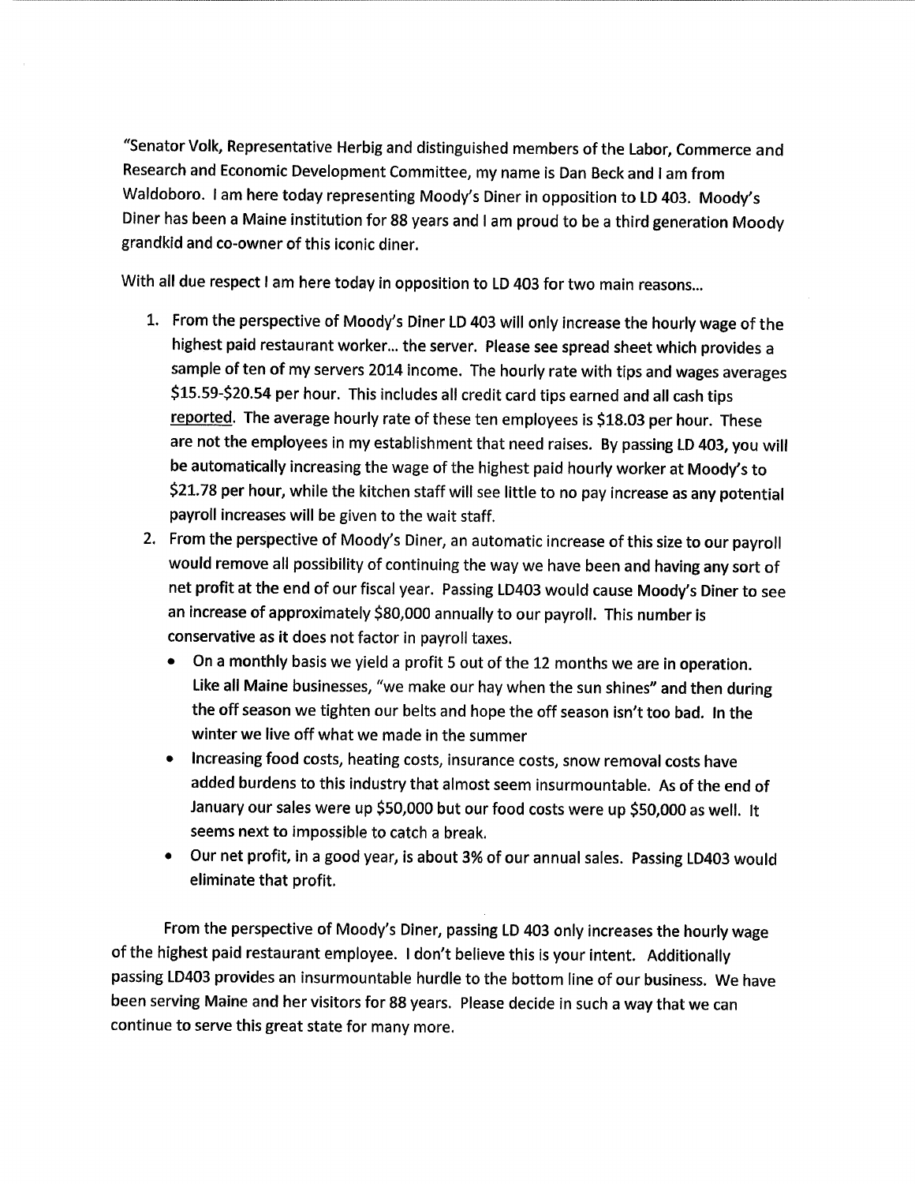"Senator Volk, Representative Herbig and distinguished members of the Labor, Commerce and Research and Economic Development Committee, my name is Dan Beck and I am from Waldoboro. I am here today representing Moody's Diner in opposition to LD 403. Moody's Diner has been a Maine institution for 88 years and I am proud to be a third generation Moody grandkid and co-owner of this iconic diner.

With all due respect I am here today in opposition to LD 403 for two main reasons...

1. From the perspective of Moody's Diner LD 403 will only increase the hourly wage of the highest paid restaurant worker... the server. Please see spread sheet which provides a sample of ten of my servers 2014 income. The hourly rate with tips and wages averages $15.59-$20.54 per hour. This includes all credit card tips earned and all cash tips reported. The average hourly rate of these ten employees is $18.03 per hour. These are not the employees in my establishment that need raises. By passing LD 403, you will be automatically increasing the wage of the highest paid hourly worker at Moody's to $21.78 per hour, while the kitchen staff will see little to no pay increase as any potential payroll increases will be given to the wait staff.
2. From the perspective of Moody's Diner, an automatic increase of this size to our payroll would remove all possibility of continuing the way we have been and having any sort of net profit at the end of our fiscal year. Passing LD403 would cause Moody's Diner to see an increase of approximately $80,000 annually to our payroll. This number is conservative as it does not factor in payroll taxes.
   - On a monthly basis we yield a profit 5 out of the 12 months we are in operation. Like all Maine businesses, "we make our hay when the sun shines" and then during the off season we tighten our belts and hope the off season isn't too bad. In the winter we live off what we made in the summer
   - Increasing food costs, heating costs, insurance costs, snow removal costs have added burdens to this industry that almost seem insurmountable. As of the end of January our sales were up $50,000 but our food costs were up $50,000 as well. It seems next to impossible to catch a break.
   - Our net profit, in a good year, is about 3% of our annual sales. Passing LD403 would eliminate that profit.

From the perspective of Moody's Diner, passing LD 403 only increases the hourly wage of the highest paid restaurant employee. I don't believe this is your intent. Additionally passing LD403 provides an insurmountable hurdle to the bottom line of our business. We have been serving Maine and her visitors for 88 years. Please decide in such a way that we can continue to serve this great state for many more.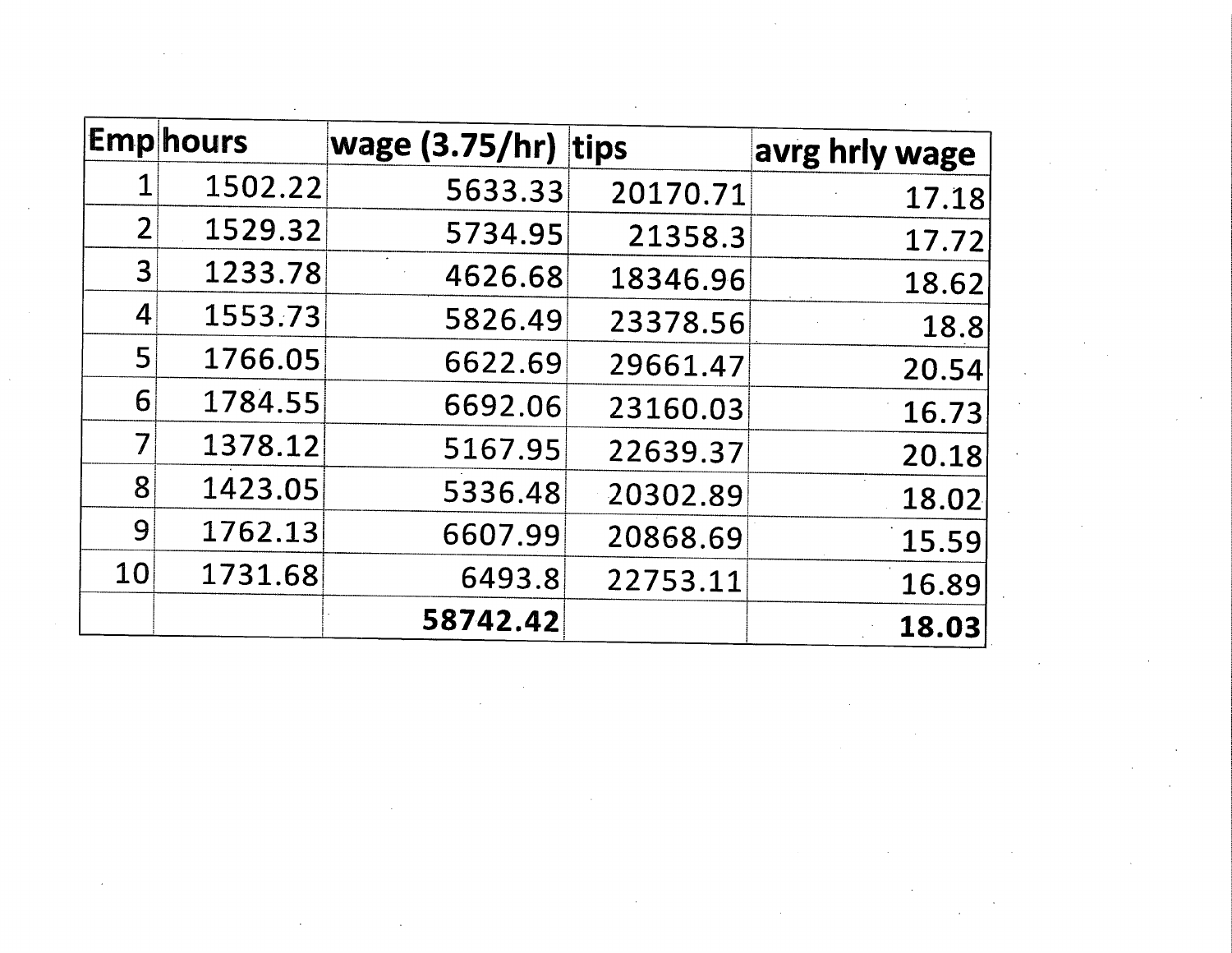| Emp | hours | wage (3.75/hr) | tips | avrg hrly wage |
|---|---|---|---|---|
| 1 | 1502.22 | 5633.33 | 20170.71 | 17.18 |
| 2 | 1529.32 | 5734.95 | 21358.3 | 17.72 |
| 3 | 1233.78 | 4626.68 | 18346.96 | 18.62 |
| 4 | 1553.73 | 5826.49 | 23378.56 | 18.8 |
| 5 | 1766.05 | 6622.69 | 29661.47 | 20.54 |
| 6 | 1784.55 | 6692.06 | 23160.03 | 16.73 |
| 7 | 1378.12 | 5167.95 | 22639.37 | 20.18 |
| 8 | 1423.05 | 5336.48 | 20302.89 | 18.02 |
| 9 | 1762.13 | 6607.99 | 20868.69 | 15.59 |
| 10 | 1731.68 | 6493.8 | 22753.11 | 16.89 |
| | | **58742.42** | | **18.03** |